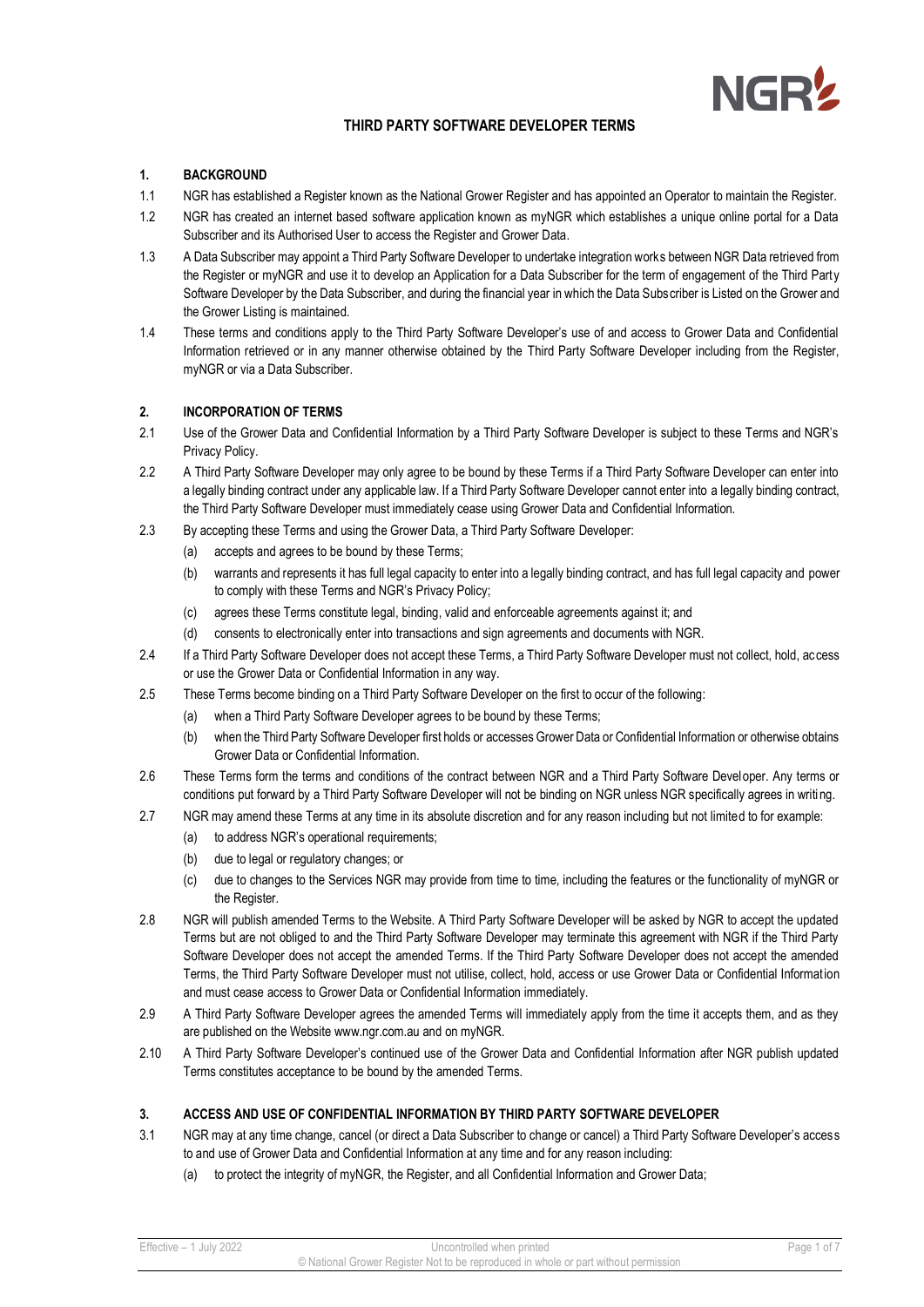# THIRD PARTY SOFTWARE DEVELOPER TERMS

## 1. BACKGROUND

1.1 NGR has established a Register known as the National Grower Register and has appointed an Operator to maintain the Register.

1.2 NGR has created an internet based software application known as myNGR which establishes a unique online portal for a Data Subscriber and its Authorised User to access the Register and Grower Data.

1.3 A Data Subscriber may appoint a Third Party Software Developer to undertake integration works between NGR Data retrieved from the Register or myNGR and use it to develop an Application for a Data Subscriber for the term of engagement of the Third Party Software Developer by the Data Subscriber, and during the financial year in which the Data Subscriber is Listed on the Grower and the Grower Listing is maintained.

1.4 These terms and conditions apply to the Third Party Software Developer's use of and access to Grower Data and Confidential Information retrieved or in any manner otherwise obtained by the Third Party Software Developer including from the Register, myNGR or via a Data Subscriber.

## 2. INCORPORATION OF TERMS

2.1 Use of the Grower Data and Confidential Information by a Third Party Software Developer is subject to these Terms and NGR's Privacy Policy.

2.2 A Third Party Software Developer may only agree to be bound by these Terms if a Third Party Software Developer can enter into a legally binding contract under any applicable law. If a Third Party Software Developer cannot enter into a legally binding contract, the Third Party Software Developer must immediately cease using Grower Data and Confidential Information.

2.3 By accepting these Terms and using the Grower Data, a Third Party Software Developer:

(a) accepts and agrees to be bound by these Terms;

(b) warrants and represents it has full legal capacity to enter into a legally binding contract, and has full legal capacity and power to comply with these Terms and NGR's Privacy Policy;

(c) agrees these Terms constitute legal, binding, valid and enforceable agreements against it; and

(d) consents to electronically enter into transactions and sign agreements and documents with NGR.

2.4 If a Third Party Software Developer does not accept these Terms, a Third Party Software Developer must not collect, hold, access or use the Grower Data or Confidential Information in any way.

2.5 These Terms become binding on a Third Party Software Developer on the first to occur of the following:

(a) when a Third Party Software Developer agrees to be bound by these Terms;

(b) when the Third Party Software Developer first holds or accesses Grower Data or Confidential Information or otherwise obtains Grower Data or Confidential Information.

2.6 These Terms form the terms and conditions of the contract between NGR and a Third Party Software Developer. Any terms or conditions put forward by a Third Party Software Developer will not be binding on NGR unless NGR specifically agrees in writing.

2.7 NGR may amend these Terms at any time in its absolute discretion and for any reason including but not limited to for example:

(a) to address NGR's operational requirements;

(b) due to legal or regulatory changes; or

(c) due to changes to the Services NGR may provide from time to time, including the features or the functionality of myNGR or the Register.

2.8 NGR will publish amended Terms to the Website. A Third Party Software Developer will be asked by NGR to accept the updated Terms but are not obliged to and the Third Party Software Developer may terminate this agreement with NGR if the Third Party Software Developer does not accept the amended Terms. If the Third Party Software Developer does not accept the amended Terms, the Third Party Software Developer must not utilise, collect, hold, access or use Grower Data or Confidential Information and must cease access to Grower Data or Confidential Information immediately.

2.9 A Third Party Software Developer agrees the amended Terms will immediately apply from the time it accepts them, and as they are published on the Website www.ngr.com.au and on myNGR.

2.10 A Third Party Software Developer's continued use of the Grower Data and Confidential Information after NGR publish updated Terms constitutes acceptance to be bound by the amended Terms.

## 3. ACCESS AND USE OF CONFIDENTIAL INFORMATION BY THIRD PARTY SOFTWARE DEVELOPER

3.1 NGR may at any time change, cancel (or direct a Data Subscriber to change or cancel) a Third Party Software Developer's access to and use of Grower Data and Confidential Information at any time and for any reason including:

(a) to protect the integrity of myNGR, the Register, and all Confidential Information and Grower Data;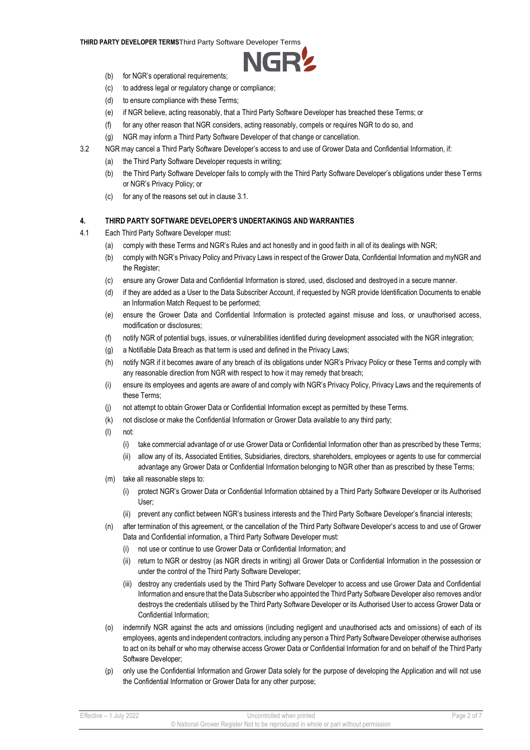(b) for NGR's operational requirements;

(c) to address legal or regulatory change or compliance;

(d) to ensure compliance with these Terms;

(e) if NGR believe, acting reasonably, that a Third Party Software Developer has breached these Terms; or

(f) for any other reason that NGR considers, acting reasonably, compels or requires NGR to do so, and

(g) NGR may inform a Third Party Software Developer of that change or cancellation.

3.2 NGR may cancel a Third Party Software Developer's access to and use of Grower Data and Confidential Information, if:

(a) the Third Party Software Developer requests in writing;

(b) the Third Party Software Developer fails to comply with the Third Party Software Developer's obligations under these Terms or NGR's Privacy Policy; or

(c) for any of the reasons set out in clause 3.1.

## 4. THIRD PARTY SOFTWARE DEVELOPER'S UNDERTAKINGS AND WARRANTIES

4.1 Each Third Party Software Developer must:

(a) comply with these Terms and NGR's Rules and act honestly and in good faith in all of its dealings with NGR;

(b) comply with NGR's Privacy Policy and Privacy Laws in respect of the Grower Data, Confidential Information and myNGR and the Register;

(c) ensure any Grower Data and Confidential Information is stored, used, disclosed and destroyed in a secure manner.

(d) if they are added as a User to the Data Subscriber Account, if requested by NGR provide Identification Documents to enable an Information Match Request to be performed;

(e) ensure the Grower Data and Confidential Information is protected against misuse and loss, or unauthorised access, modification or disclosures;

(f) notify NGR of potential bugs, issues, or vulnerabilities identified during development associated with the NGR integration;

(g) a Notifiable Data Breach as that term is used and defined in the Privacy Laws;

(h) notify NGR if it becomes aware of any breach of its obligations under NGR's Privacy Policy or these Terms and comply with any reasonable direction from NGR with respect to how it may remedy that breach;

(i) ensure its employees and agents are aware of and comply with NGR's Privacy Policy, Privacy Laws and the requirements of these Terms;

(j) not attempt to obtain Grower Data or Confidential Information except as permitted by these Terms.

(k) not disclose or make the Confidential Information or Grower Data available to any third party;

(l) not:

(i) take commercial advantage of or use Grower Data or Confidential Information other than as prescribed by these Terms;

(ii) allow any of its, Associated Entities, Subsidiaries, directors, shareholders, employees or agents to use for commercial advantage any Grower Data or Confidential Information belonging to NGR other than as prescribed by these Terms;

(m) take all reasonable steps to:

(i) protect NGR's Grower Data or Confidential Information obtained by a Third Party Software Developer or its Authorised User;

(ii) prevent any conflict between NGR's business interests and the Third Party Software Developer's financial interests;

(n) after termination of this agreement, or the cancellation of the Third Party Software Developer's access to and use of Grower Data and Confidential information, a Third Party Software Developer must:

(i) not use or continue to use Grower Data or Confidential Information; and

(ii) return to NGR or destroy (as NGR directs in writing) all Grower Data or Confidential Information in the possession or under the control of the Third Party Software Developer;

(iii) destroy any credentials used by the Third Party Software Developer to access and use Grower Data and Confidential Information and ensure that the Data Subscriber who appointed the Third Party Software Developer also removes and/or destroys the credentials utilised by the Third Party Software Developer or its Authorised User to access Grower Data or Confidential Information;

(o) indemnify NGR against the acts and omissions (including negligent and unauthorised acts and omissions) of each of its employees, agents and independent contractors, including any person a Third Party Software Developer otherwise authorises to act on its behalf or who may otherwise access Grower Data or Confidential Information for and on behalf of the Third Party Software Developer;

(p) only use the Confidential Information and Grower Data solely for the purpose of developing the Application and will not use the Confidential Information or Grower Data for any other purpose;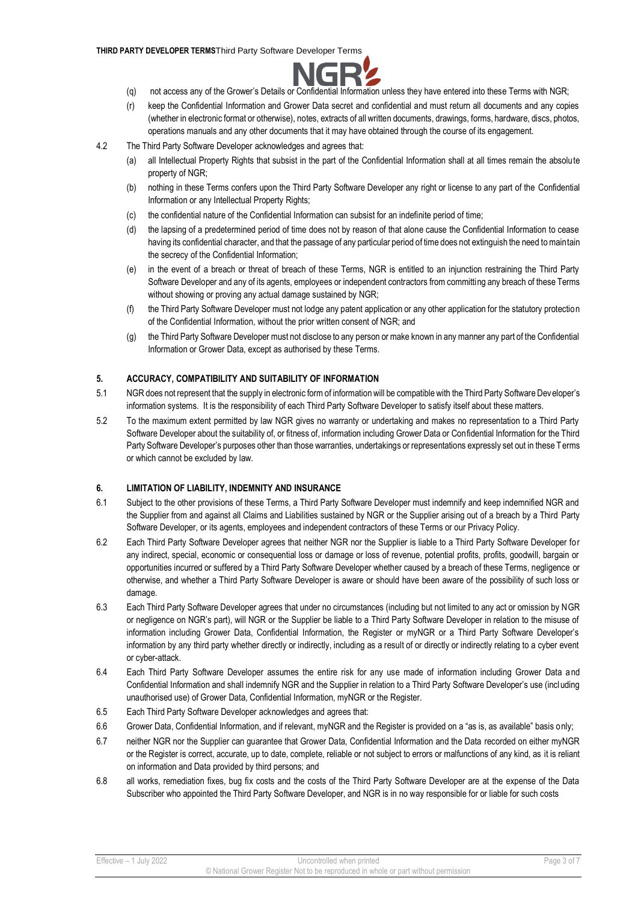(q) not access any of the Grower's Details or Confidential Information unless they have entered into these Terms with NGR;

(r) keep the Confidential Information and Grower Data secret and confidential and must return all documents and any copies (whether in electronic format or otherwise), notes, extracts of all written documents, drawings, forms, hardware, discs, photos, operations manuals and any other documents that it may have obtained through the course of its engagement.

4.2 The Third Party Software Developer acknowledges and agrees that:

(a) all Intellectual Property Rights that subsist in the part of the Confidential Information shall at all times remain the absolute property of NGR;

(b) nothing in these Terms confers upon the Third Party Software Developer any right or license to any part of the Confidential Information or any Intellectual Property Rights;

(c) the confidential nature of the Confidential Information can subsist for an indefinite period of time;

(d) the lapsing of a predetermined period of time does not by reason of that alone cause the Confidential Information to cease having its confidential character, and that the passage of any particular period of time does not extinguish the need to maintain the secrecy of the Confidential Information;

(e) in the event of a breach or threat of breach of these Terms, NGR is entitled to an injunction restraining the Third Party Software Developer and any of its agents, employees or independent contractors from committing any breach of these Terms without showing or proving any actual damage sustained by NGR;

(f) the Third Party Software Developer must not lodge any patent application or any other application for the statutory protection of the Confidential Information, without the prior written consent of NGR; and

(g) the Third Party Software Developer must not disclose to any person or make known in any manner any part of the Confidential Information or Grower Data, except as authorised by these Terms.

## 5. ACCURACY, COMPATIBILITY AND SUITABILITY OF INFORMATION

5.1 NGR does not represent that the supply in electronic form of information will be compatible with the Third Party Software Developer's information systems. It is the responsibility of each Third Party Software Developer to satisfy itself about these matters.

5.2 To the maximum extent permitted by law NGR gives no warranty or undertaking and makes no representation to a Third Party Software Developer about the suitability of, or fitness of, information including Grower Data or Confidential Information for the Third Party Software Developer's purposes other than those warranties, undertakings or representations expressly set out in these Terms or which cannot be excluded by law.

## 6. LIMITATION OF LIABILITY, INDEMNITY AND INSURANCE

6.1 Subject to the other provisions of these Terms, a Third Party Software Developer must indemnify and keep indemnified NGR and the Supplier from and against all Claims and Liabilities sustained by NGR or the Supplier arising out of a breach by a Third Party Software Developer, or its agents, employees and independent contractors of these Terms or our Privacy Policy.

6.2 Each Third Party Software Developer agrees that neither NGR nor the Supplier is liable to a Third Party Software Developer for any indirect, special, economic or consequential loss or damage or loss of revenue, potential profits, profits, goodwill, bargain or opportunities incurred or suffered by a Third Party Software Developer whether caused by a breach of these Terms, negligence or otherwise, and whether a Third Party Software Developer is aware or should have been aware of the possibility of such loss or damage.

6.3 Each Third Party Software Developer agrees that under no circumstances (including but not limited to any act or omission by NGR or negligence on NGR's part), will NGR or the Supplier be liable to a Third Party Software Developer in relation to the misuse of information including Grower Data, Confidential Information, the Register or myNGR or a Third Party Software Developer's information by any third party whether directly or indirectly, including as a result of or directly or indirectly relating to a cyber event or cyber-attack.

6.4 Each Third Party Software Developer assumes the entire risk for any use made of information including Grower Data and Confidential Information and shall indemnify NGR and the Supplier in relation to a Third Party Software Developer's use (including unauthorised use) of Grower Data, Confidential Information, myNGR or the Register.

6.5 Each Third Party Software Developer acknowledges and agrees that:

6.6 Grower Data, Confidential Information, and if relevant, myNGR and the Register is provided on a "as is, as available" basis only;

6.7 neither NGR nor the Supplier can guarantee that Grower Data, Confidential Information and the Data recorded on either myNGR or the Register is correct, accurate, up to date, complete, reliable or not subject to errors or malfunctions of any kind, as it is reliant on information and Data provided by third persons; and

6.8 all works, remediation fixes, bug fix costs and the costs of the Third Party Software Developer are at the expense of the Data Subscriber who appointed the Third Party Software Developer, and NGR is in no way responsible for or liable for such costs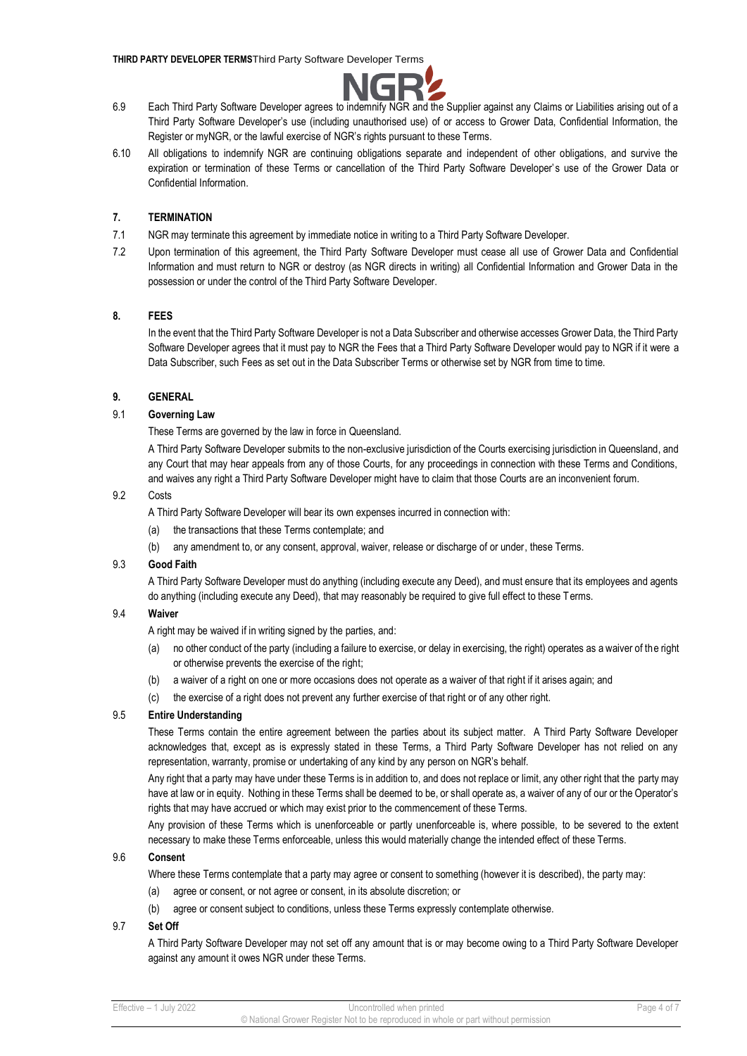6.9 Each Third Party Software Developer agrees to indemnify NGR and the Supplier against any Claims or Liabilities arising out of a Third Party Software Developer's use (including unauthorised use) of or access to Grower Data, Confidential Information, the Register or myNGR, or the lawful exercise of NGR's rights pursuant to these Terms.

6.10 All obligations to indemnify NGR are continuing obligations separate and independent of other obligations, and survive the expiration or termination of these Terms or cancellation of the Third Party Software Developer's use of the Grower Data or Confidential Information.

## 7. TERMINATION

7.1 NGR may terminate this agreement by immediate notice in writing to a Third Party Software Developer.

7.2 Upon termination of this agreement, the Third Party Software Developer must cease all use of Grower Data and Confidential Information and must return to NGR or destroy (as NGR directs in writing) all Confidential Information and Grower Data in the possession or under the control of the Third Party Software Developer.

## 8. FEES

In the event that the Third Party Software Developer is not a Data Subscriber and otherwise accesses Grower Data, the Third Party Software Developer agrees that it must pay to NGR the Fees that a Third Party Software Developer would pay to NGR if it were a Data Subscriber, such Fees as set out in the Data Subscriber Terms or otherwise set by NGR from time to time.

## 9. GENERAL

### 9.1 Governing Law

These Terms are governed by the law in force in Queensland.

A Third Party Software Developer submits to the non-exclusive jurisdiction of the Courts exercising jurisdiction in Queensland, and any Court that may hear appeals from any of those Courts, for any proceedings in connection with these Terms and Conditions, and waives any right a Third Party Software Developer might have to claim that those Courts are an inconvenient forum.

### 9.2 Costs

A Third Party Software Developer will bear its own expenses incurred in connection with:

(a) the transactions that these Terms contemplate; and

(b) any amendment to, or any consent, approval, waiver, release or discharge of or under, these Terms.

### 9.3 Good Faith

A Third Party Software Developer must do anything (including execute any Deed), and must ensure that its employees and agents do anything (including execute any Deed), that may reasonably be required to give full effect to these Terms.

### 9.4 Waiver

A right may be waived if in writing signed by the parties, and:

(a) no other conduct of the party (including a failure to exercise, or delay in exercising, the right) operates as a waiver of the right or otherwise prevents the exercise of the right;

(b) a waiver of a right on one or more occasions does not operate as a waiver of that right if it arises again; and

(c) the exercise of a right does not prevent any further exercise of that right or of any other right.

### 9.5 Entire Understanding

These Terms contain the entire agreement between the parties about its subject matter. A Third Party Software Developer acknowledges that, except as is expressly stated in these Terms, a Third Party Software Developer has not relied on any representation, warranty, promise or undertaking of any kind by any person on NGR's behalf.

Any right that a party may have under these Terms is in addition to, and does not replace or limit, any other right that the party may have at law or in equity. Nothing in these Terms shall be deemed to be, or shall operate as, a waiver of any of our or the Operator's rights that may have accrued or which may exist prior to the commencement of these Terms.

Any provision of these Terms which is unenforceable or partly unenforceable is, where possible, to be severed to the extent necessary to make these Terms enforceable, unless this would materially change the intended effect of these Terms.

### 9.6 Consent

Where these Terms contemplate that a party may agree or consent to something (however it is described), the party may:

(a) agree or consent, or not agree or consent, in its absolute discretion; or

(b) agree or consent subject to conditions, unless these Terms expressly contemplate otherwise.

### 9.7 Set Off

A Third Party Software Developer may not set off any amount that is or may become owing to a Third Party Software Developer against any amount it owes NGR under these Terms.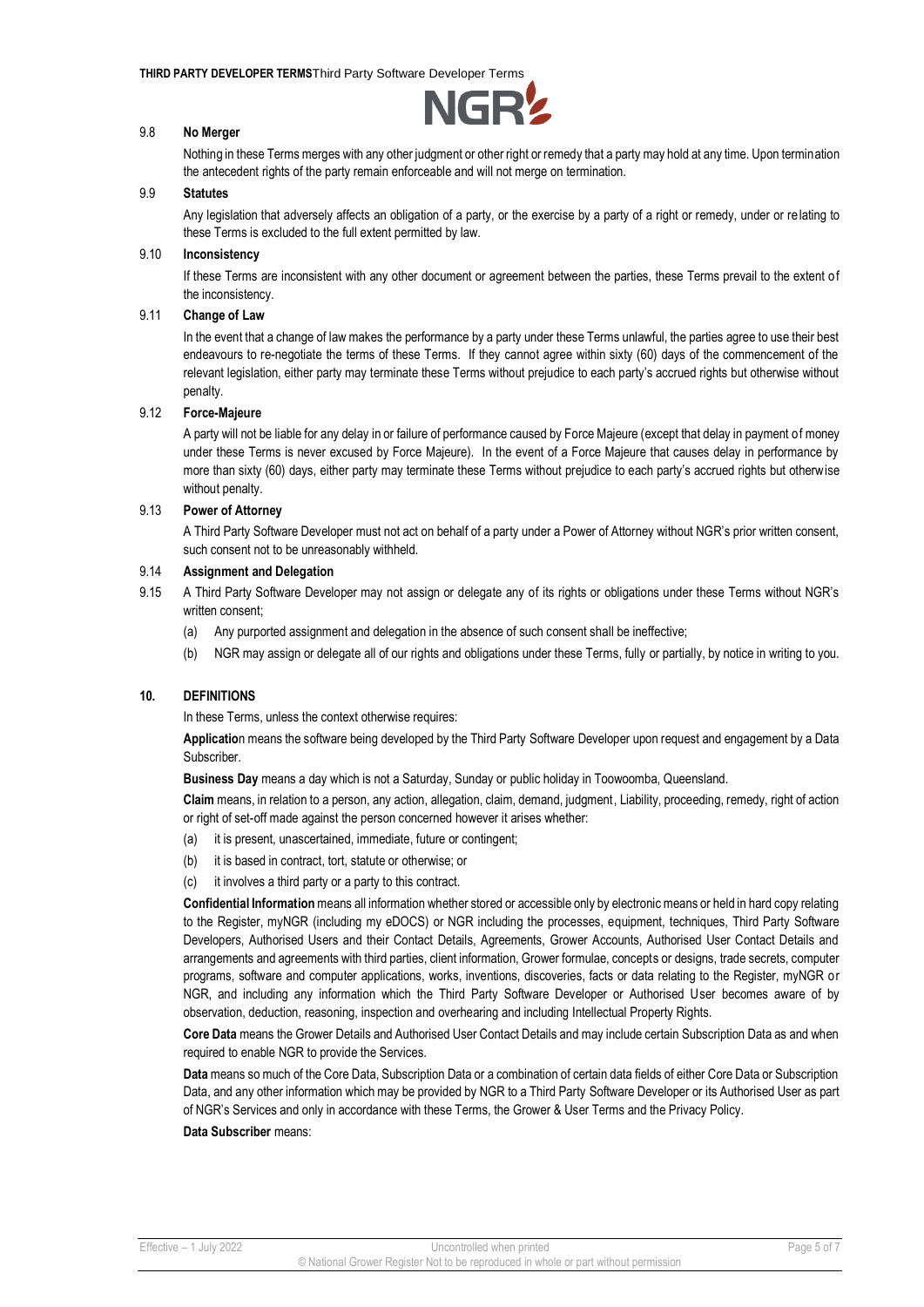### 9.8 No Merger

Nothing in these Terms merges with any other judgment or other right or remedy that a party may hold at any time. Upon termination the antecedent rights of the party remain enforceable and will not merge on termination.

### 9.9 Statutes

Any legislation that adversely affects an obligation of a party, or the exercise by a party of a right or remedy, under or relating to these Terms is excluded to the full extent permitted by law.

### 9.10 Inconsistency

If these Terms are inconsistent with any other document or agreement between the parties, these Terms prevail to the extent of the inconsistency.

### 9.11 Change of Law

In the event that a change of law makes the performance by a party under these Terms unlawful, the parties agree to use their best endeavours to re-negotiate the terms of these Terms. If they cannot agree within sixty (60) days of the commencement of the relevant legislation, either party may terminate these Terms without prejudice to each party's accrued rights but otherwise without penalty.

### 9.12 Force-Majeure

A party will not be liable for any delay in or failure of performance caused by Force Majeure (except that delay in payment of money under these Terms is never excused by Force Majeure). In the event of a Force Majeure that causes delay in performance by more than sixty (60) days, either party may terminate these Terms without prejudice to each party's accrued rights but otherwise without penalty.

### 9.13 Power of Attorney

A Third Party Software Developer must not act on behalf of a party under a Power of Attorney without NGR's prior written consent, such consent not to be unreasonably withheld.

### 9.14 Assignment and Delegation

9.15 A Third Party Software Developer may not assign or delegate any of its rights or obligations under these Terms without NGR's written consent;

(a) Any purported assignment and delegation in the absence of such consent shall be ineffective;

(b) NGR may assign or delegate all of our rights and obligations under these Terms, fully or partially, by notice in writing to you.

## 10. DEFINITIONS

In these Terms, unless the context otherwise requires:

**Application** means the software being developed by the Third Party Software Developer upon request and engagement by a Data Subscriber.

**Business Day** means a day which is not a Saturday, Sunday or public holiday in Toowoomba, Queensland.

**Claim** means, in relation to a person, any action, allegation, claim, demand, judgment, Liability, proceeding, remedy, right of action or right of set-off made against the person concerned however it arises whether:

(a) it is present, unascertained, immediate, future or contingent;

(b) it is based in contract, tort, statute or otherwise; or

(c) it involves a third party or a party to this contract.

**Confidential Information** means all information whether stored or accessible only by electronic means or held in hard copy relating to the Register, myNGR (including my eDOCS) or NGR including the processes, equipment, techniques, Third Party Software Developers, Authorised Users and their Contact Details, Agreements, Grower Accounts, Authorised User Contact Details and arrangements and agreements with third parties, client information, Grower formulae, concepts or designs, trade secrets, computer programs, software and computer applications, works, inventions, discoveries, facts or data relating to the Register, myNGR or NGR, and including any information which the Third Party Software Developer or Authorised User becomes aware of by observation, deduction, reasoning, inspection and overhearing and including Intellectual Property Rights.

**Core Data** means the Grower Details and Authorised User Contact Details and may include certain Subscription Data as and when required to enable NGR to provide the Services.

**Data** means so much of the Core Data, Subscription Data or a combination of certain data fields of either Core Data or Subscription Data, and any other information which may be provided by NGR to a Third Party Software Developer or its Authorised User as part of NGR's Services and only in accordance with these Terms, the Grower & User Terms and the Privacy Policy.

**Data Subscriber** means: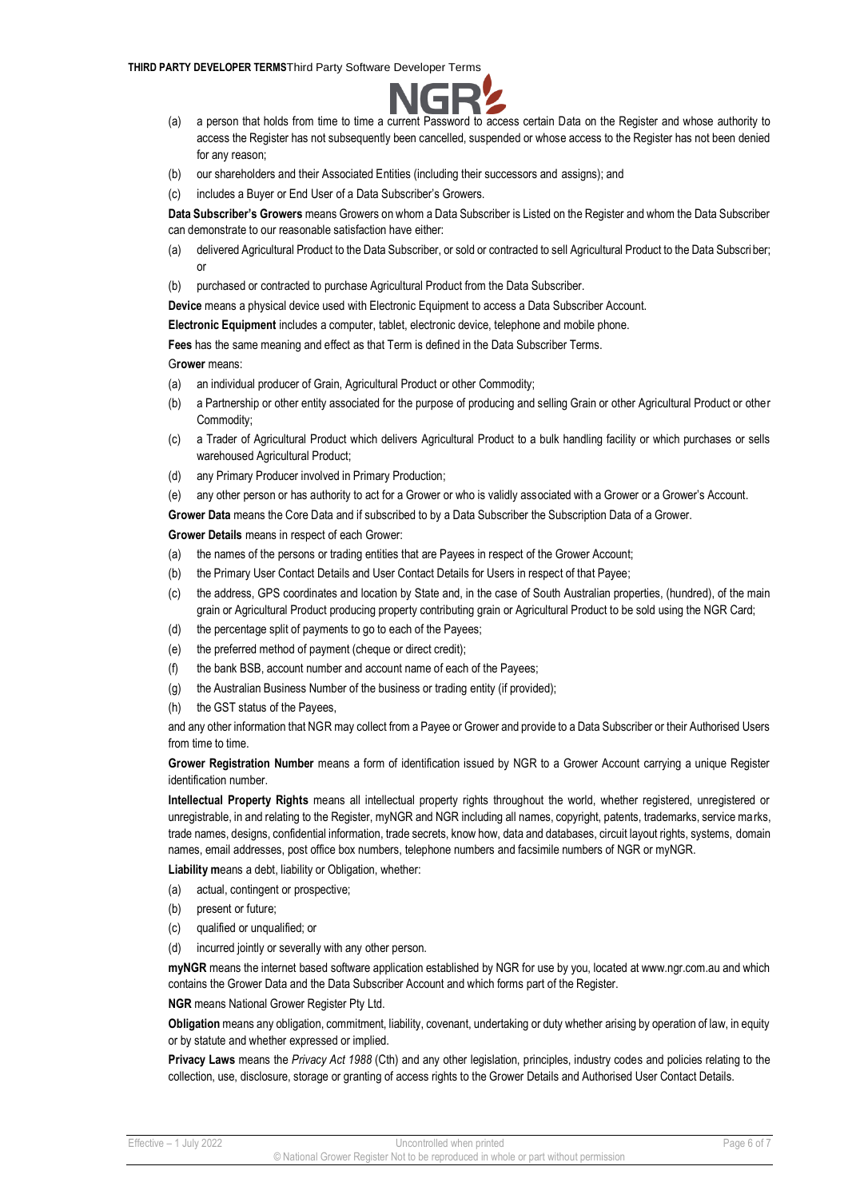(a) a person that holds from time to time a current Password to access certain Data on the Register and whose authority to access the Register has not subsequently been cancelled, suspended or whose access to the Register has not been denied for any reason;

(b) our shareholders and their Associated Entities (including their successors and assigns); and

(c) includes a Buyer or End User of a Data Subscriber's Growers.

**Data Subscriber's Growers** means Growers on whom a Data Subscriber is Listed on the Register and whom the Data Subscriber can demonstrate to our reasonable satisfaction have either:

(a) delivered Agricultural Product to the Data Subscriber, or sold or contracted to sell Agricultural Product to the Data Subscriber; or

(b) purchased or contracted to purchase Agricultural Product from the Data Subscriber.

**Device** means a physical device used with Electronic Equipment to access a Data Subscriber Account.

**Electronic Equipment** includes a computer, tablet, electronic device, telephone and mobile phone.

**Fees** has the same meaning and effect as that Term is defined in the Data Subscriber Terms.

**Grower** means:

(a) an individual producer of Grain, Agricultural Product or other Commodity;

(b) a Partnership or other entity associated for the purpose of producing and selling Grain or other Agricultural Product or other Commodity;

(c) a Trader of Agricultural Product which delivers Agricultural Product to a bulk handling facility or which purchases or sells warehoused Agricultural Product;

(d) any Primary Producer involved in Primary Production;

(e) any other person or has authority to act for a Grower or who is validly associated with a Grower or a Grower's Account.

**Grower Data** means the Core Data and if subscribed to by a Data Subscriber the Subscription Data of a Grower.

**Grower Details** means in respect of each Grower:

(a) the names of the persons or trading entities that are Payees in respect of the Grower Account;

(b) the Primary User Contact Details and User Contact Details for Users in respect of that Payee;

(c) the address, GPS coordinates and location by State and, in the case of South Australian properties, (hundred), of the main grain or Agricultural Product producing property contributing grain or Agricultural Product to be sold using the NGR Card;

(d) the percentage split of payments to go to each of the Payees;

(e) the preferred method of payment (cheque or direct credit);

(f) the bank BSB, account number and account name of each of the Payees;

(g) the Australian Business Number of the business or trading entity (if provided);

(h) the GST status of the Payees,

and any other information that NGR may collect from a Payee or Grower and provide to a Data Subscriber or their Authorised Users from time to time.

**Grower Registration Number** means a form of identification issued by NGR to a Grower Account carrying a unique Register identification number.

**Intellectual Property Rights** means all intellectual property rights throughout the world, whether registered, unregistered or unregistrable, in and relating to the Register, myNGR and NGR including all names, copyright, patents, trademarks, service marks, trade names, designs, confidential information, trade secrets, know how, data and databases, circuit layout rights, systems, domain names, email addresses, post office box numbers, telephone numbers and facsimile numbers of NGR or myNGR.

**Liability m**eans a debt, liability or Obligation, whether:

(a) actual, contingent or prospective;

(b) present or future;

(c) qualified or unqualified; or

(d) incurred jointly or severally with any other person.

**myNGR** means the internet based software application established by NGR for use by you, located at www.ngr.com.au and which contains the Grower Data and the Data Subscriber Account and which forms part of the Register.

**NGR** means National Grower Register Pty Ltd.

**Obligation** means any obligation, commitment, liability, covenant, undertaking or duty whether arising by operation of law, in equity or by statute and whether expressed or implied.

**Privacy Laws** means the *Privacy Act 1988* (Cth) and any other legislation, principles, industry codes and policies relating to the collection, use, disclosure, storage or granting of access rights to the Grower Details and Authorised User Contact Details.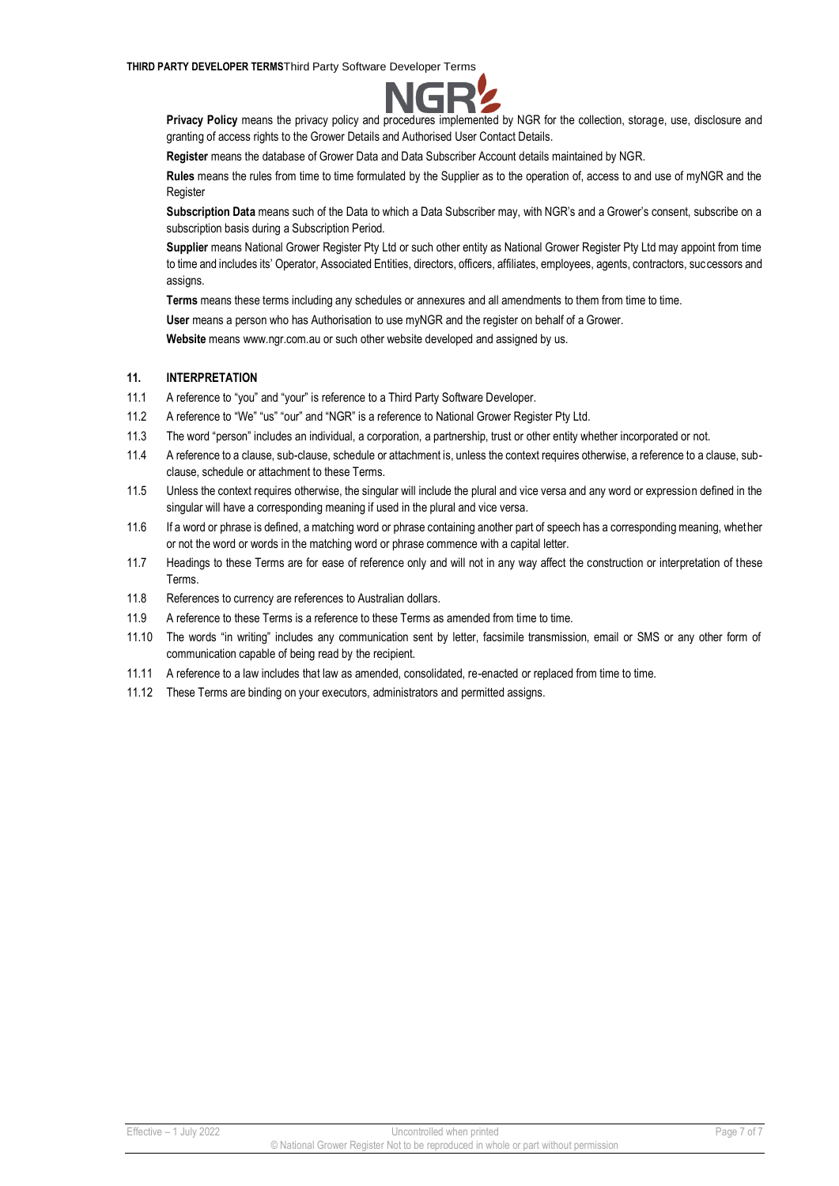**Privacy Policy** means the privacy policy and procedures implemented by NGR for the collection, storage, use, disclosure and granting of access rights to the Grower Details and Authorised User Contact Details.

**Register** means the database of Grower Data and Data Subscriber Account details maintained by NGR.

**Rules** means the rules from time to time formulated by the Supplier as to the operation of, access to and use of myNGR and the Register

**Subscription Data** means such of the Data to which a Data Subscriber may, with NGR's and a Grower's consent, subscribe on a subscription basis during a Subscription Period.

**Supplier** means National Grower Register Pty Ltd or such other entity as National Grower Register Pty Ltd may appoint from time to time and includes its' Operator, Associated Entities, directors, officers, affiliates, employees, agents, contractors, successors and assigns.

**Terms** means these terms including any schedules or annexures and all amendments to them from time to time.

**User** means a person who has Authorisation to use myNGR and the register on behalf of a Grower.

**Website** means www.ngr.com.au or such other website developed and assigned by us.

## 11. INTERPRETATION

11.1 A reference to "you" and "your" is reference to a Third Party Software Developer.

11.2 A reference to "We" "us" "our" and "NGR" is a reference to National Grower Register Pty Ltd.

11.3 The word "person" includes an individual, a corporation, a partnership, trust or other entity whether incorporated or not.

11.4 A reference to a clause, sub-clause, schedule or attachment is, unless the context requires otherwise, a reference to a clause, sub-clause, schedule or attachment to these Terms.

11.5 Unless the context requires otherwise, the singular will include the plural and vice versa and any word or expression defined in the singular will have a corresponding meaning if used in the plural and vice versa.

11.6 If a word or phrase is defined, a matching word or phrase containing another part of speech has a corresponding meaning, whether or not the word or words in the matching word or phrase commence with a capital letter.

11.7 Headings to these Terms are for ease of reference only and will not in any way affect the construction or interpretation of these Terms.

11.8 References to currency are references to Australian dollars.

11.9 A reference to these Terms is a reference to these Terms as amended from time to time.

11.10 The words "in writing" includes any communication sent by letter, facsimile transmission, email or SMS or any other form of communication capable of being read by the recipient.

11.11 A reference to a law includes that law as amended, consolidated, re-enacted or replaced from time to time.

11.12 These Terms are binding on your executors, administrators and permitted assigns.